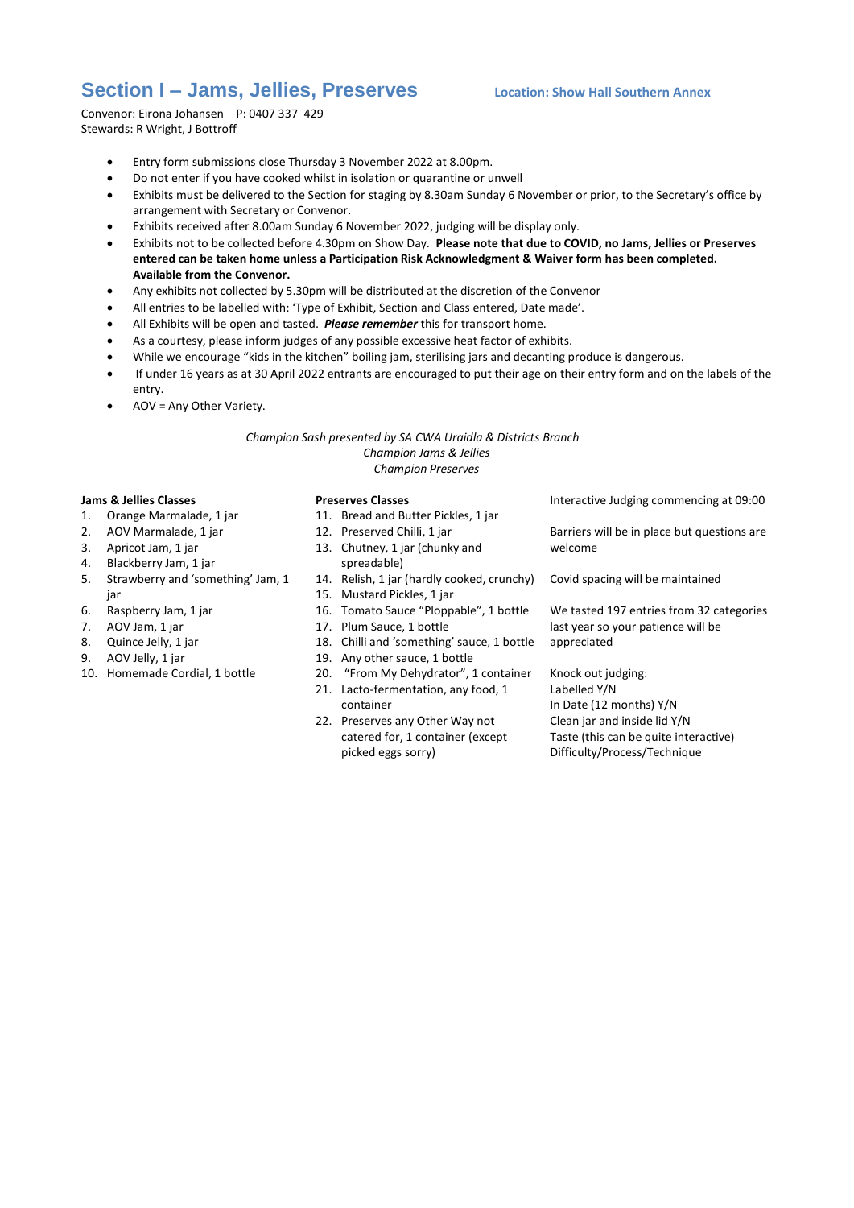# Section I – Jams, Jellies, Preserves

**Location: Show Hall Southern Annex**

Convenor: Eirona Johansen P: 0407 337 429
Stewards: R Wright, J Bottroff

- Entry form submissions close Thursday 3 November 2022 at 8.00pm.
- Do not enter if you have cooked whilst in isolation or quarantine or unwell
- Exhibits must be delivered to the Section for staging by 8.30am Sunday 6 November or prior, to the Secretary's office by arrangement with Secretary or Convenor.
- Exhibits received after 8.00am Sunday 6 November 2022, judging will be display only.
- Exhibits not to be collected before 4.30pm on Show Day. **Please note that due to COVID, no Jams, Jellies or Preserves entered can be taken home unless a Participation Risk Acknowledgment & Waiver form has been completed. Available from the Convenor.**
- Any exhibits not collected by 5.30pm will be distributed at the discretion of the Convenor
- All entries to be labelled with: 'Type of Exhibit, Section and Class entered, Date made'.
- All Exhibits will be open and tasted. ***Please remember*** this for transport home.
- As a courtesy, please inform judges of any possible excessive heat factor of exhibits.
- While we encourage "kids in the kitchen" boiling jam, sterilising jars and decanting produce is dangerous.
- If under 16 years as at 30 April 2022 entrants are encouraged to put their age on their entry form and on the labels of the entry.
- AOV = Any Other Variety.

*Champion Sash presented by SA CWA Uraidla & Districts Branch*
*Champion Jams & Jellies*
*Champion Preserves*

**Jams & Jellies Classes**

1. Orange Marmalade, 1 jar
2. AOV Marmalade, 1 jar
3. Apricot Jam, 1 jar
4. Blackberry Jam, 1 jar
5. Strawberry and 'something' Jam, 1 jar
6. Raspberry Jam, 1 jar
7. AOV Jam, 1 jar
8. Quince Jelly, 1 jar
9. AOV Jelly, 1 jar
10. Homemade Cordial, 1 bottle

**Preserves Classes**

11. Bread and Butter Pickles, 1 jar
12. Preserved Chilli, 1 jar
13. Chutney, 1 jar (chunky and spreadable)
14. Relish, 1 jar (hardly cooked, crunchy)
15. Mustard Pickles, 1 jar
16. Tomato Sauce "Ploppable", 1 bottle
17. Plum Sauce, 1 bottle
18. Chilli and 'something' sauce, 1 bottle
19. Any other sauce, 1 bottle
20. "From My Dehydrator", 1 container
21. Lacto-fermentation, any food, 1 container
22. Preserves any Other Way not catered for, 1 container (except picked eggs sorry)

Interactive Judging commencing at 09:00

Barriers will be in place but questions are welcome

Covid spacing will be maintained

We tasted 197 entries from 32 categories last year so your patience will be appreciated

Knock out judging:
Labelled Y/N
In Date (12 months) Y/N
Clean jar and inside lid Y/N
Taste (this can be quite interactive)
Difficulty/Process/Technique